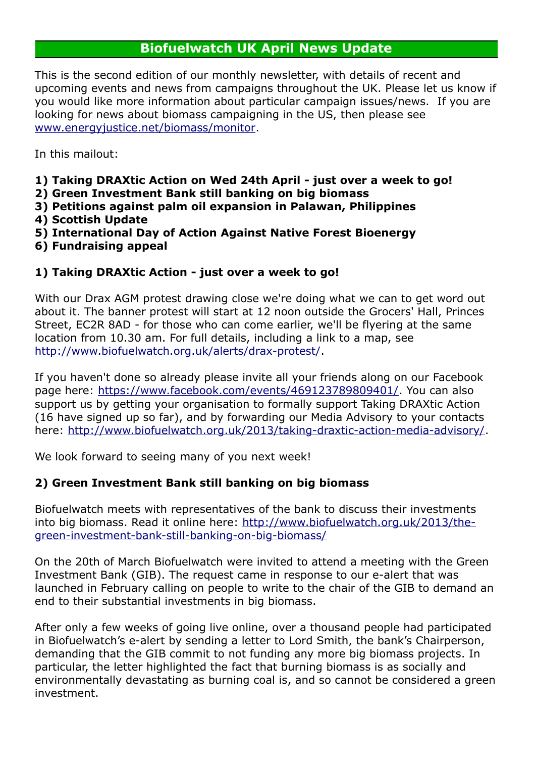# Biofuelwatch UK April News Update

This is the second edition of our monthly newsletter, with details of recent and upcoming events and news from campaigns throughout the UK. Please let us know if you would like more information about particular campaign issues/news. If you are looking for news about biomass campaigning in the US, then please see www.energyjustice.net/biomass/monitor.

In this mailout:

**1) Taking DRAXtic Action on Wed 24th April - just over a week to go!**
**2) Green Investment Bank still banking on big biomass**
**3) Petitions against palm oil expansion in Palawan, Philippines**
**4) Scottish Update**
**5) International Day of Action Against Native Forest Bioenergy**
**6) Fundraising appeal**

### 1) Taking DRAXtic Action - just over a week to go!

With our Drax AGM protest drawing close we're doing what we can to get word out about it. The banner protest will start at 12 noon outside the Grocers' Hall, Princes Street, EC2R 8AD - for those who can come earlier, we'll be flyering at the same location from 10.30 am. For full details, including a link to a map, see http://www.biofuelwatch.org.uk/alerts/drax-protest/.

If you haven't done so already please invite all your friends along on our Facebook page here: https://www.facebook.com/events/469123789809401/. You can also support us by getting your organisation to formally support Taking DRAXtic Action (16 have signed up so far), and by forwarding our Media Advisory to your contacts here: http://www.biofuelwatch.org.uk/2013/taking-draxtic-action-media-advisory/.

We look forward to seeing many of you next week!

### 2) Green Investment Bank still banking on big biomass

Biofuelwatch meets with representatives of the bank to discuss their investments into big biomass. Read it online here: http://www.biofuelwatch.org.uk/2013/the-green-investment-bank-still-banking-on-big-biomass/

On the 20th of March Biofuelwatch were invited to attend a meeting with the Green Investment Bank (GIB). The request came in response to our e-alert that was launched in February calling on people to write to the chair of the GIB to demand an end to their substantial investments in big biomass.

After only a few weeks of going live online, over a thousand people had participated in Biofuelwatch's e-alert by sending a letter to Lord Smith, the bank's Chairperson, demanding that the GIB commit to not funding any more big biomass projects. In particular, the letter highlighted the fact that burning biomass is as socially and environmentally devastating as burning coal is, and so cannot be considered a green investment.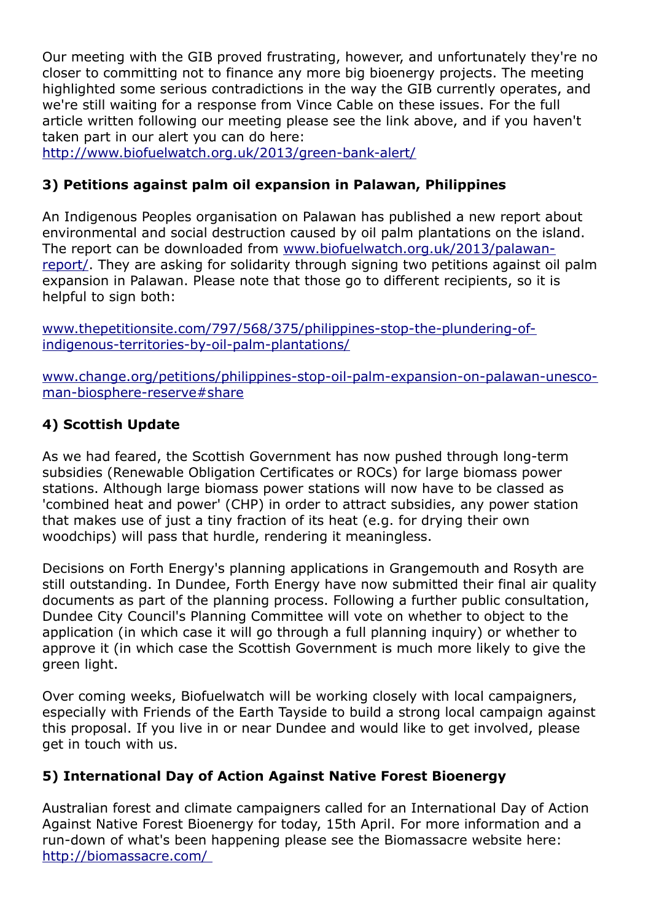Our meeting with the GIB proved frustrating, however, and unfortunately they're no closer to committing not to finance any more big bioenergy projects. The meeting highlighted some serious contradictions in the way the GIB currently operates, and we're still waiting for a response from Vince Cable on these issues. For the full article written following our meeting please see the link above, and if you haven't taken part in our alert you can do here:
http://www.biofuelwatch.org.uk/2013/green-bank-alert/

### 3) Petitions against palm oil expansion in Palawan, Philippines

An Indigenous Peoples organisation on Palawan has published a new report about environmental and social destruction caused by oil palm plantations on the island. The report can be downloaded from www.biofuelwatch.org.uk/2013/palawan-report/. They are asking for solidarity through signing two petitions against oil palm expansion in Palawan. Please note that those go to different recipients, so it is helpful to sign both:

www.thepetitionsite.com/797/568/375/philippines-stop-the-plundering-of-indigenous-territories-by-oil-palm-plantations/

www.change.org/petitions/philippines-stop-oil-palm-expansion-on-palawan-unesco-man-biosphere-reserve#share

### 4) Scottish Update

As we had feared, the Scottish Government has now pushed through long-term subsidies (Renewable Obligation Certificates or ROCs) for large biomass power stations. Although large biomass power stations will now have to be classed as 'combined heat and power' (CHP) in order to attract subsidies, any power station that makes use of just a tiny fraction of its heat (e.g. for drying their own woodchips) will pass that hurdle, rendering it meaningless.

Decisions on Forth Energy's planning applications in Grangemouth and Rosyth are still outstanding. In Dundee, Forth Energy have now submitted their final air quality documents as part of the planning process. Following a further public consultation, Dundee City Council's Planning Committee will vote on whether to object to the application (in which case it will go through a full planning inquiry) or whether to approve it (in which case the Scottish Government is much more likely to give the green light.

Over coming weeks, Biofuelwatch will be working closely with local campaigners, especially with Friends of the Earth Tayside to build a strong local campaign against this proposal. If you live in or near Dundee and would like to get involved, please get in touch with us.

### 5) International Day of Action Against Native Forest Bioenergy

Australian forest and climate campaigners called for an International Day of Action Against Native Forest Bioenergy for today, 15th April. For more information and a run-down of what's been happening please see the Biomassacre website here:
http://biomassacre.com/